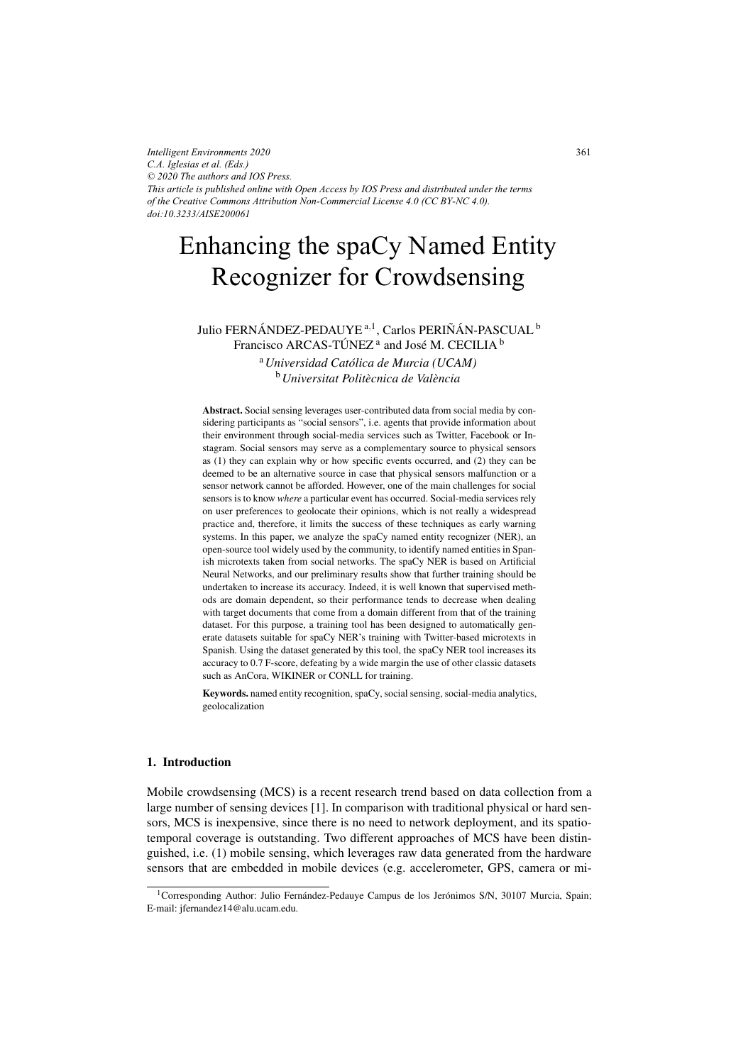# Enhancing the spaCy Named Entity Recognizer for Crowdsensing

Julio FERNÁNDEZ-PEDAUYE [a,1], Carlos PERIÑÁN-PASCUAL [b]
Francisco ARCAS-TÚNEZ [a] and José M. CECILIA [b]

[a] *Universidad Católica de Murcia (UCAM)*
[b] *Universitat Politècnica de València*

**Abstract.** Social sensing leverages user-contributed data from social media by considering participants as "social sensors", i.e. agents that provide information about their environment through social-media services such as Twitter, Facebook or Instagram. Social sensors may serve as a complementary source to physical sensors as (1) they can explain why or how specific events occurred, and (2) they can be deemed to be an alternative source in case that physical sensors malfunction or a sensor network cannot be afforded. However, one of the main challenges for social sensors is to know *where* a particular event has occurred. Social-media services rely on user preferences to geolocate their opinions, which is not really a widespread practice and, therefore, it limits the success of these techniques as early warning systems. In this paper, we analyze the spaCy named entity recognizer (NER), an open-source tool widely used by the community, to identify named entities in Spanish microtexts taken from social networks. The spaCy NER is based on Artificial Neural Networks, and our preliminary results show that further training should be undertaken to increase its accuracy. Indeed, it is well known that supervised methods are domain dependent, so their performance tends to decrease when dealing with target documents that come from a domain different from that of the training dataset. For this purpose, a training tool has been designed to automatically generate datasets suitable for spaCy NER's training with Twitter-based microtexts in Spanish. Using the dataset generated by this tool, the spaCy NER tool increases its accuracy to 0.7 F-score, defeating by a wide margin the use of other classic datasets such as AnCora, WIKINER or CONLL for training.

**Keywords.** named entity recognition, spaCy, social sensing, social-media analytics, geolocalization

## 1. Introduction

Mobile crowdsensing (MCS) is a recent research trend based on data collection from a large number of sensing devices [1]. In comparison with traditional physical or hard sensors, MCS is inexpensive, since there is no need to network deployment, and its spatio-temporal coverage is outstanding. Two different approaches of MCS have been distinguished, i.e. (1) mobile sensing, which leverages raw data generated from the hardware sensors that are embedded in mobile devices (e.g. accelerometer, GPS, camera or mi-

[1] Corresponding Author: Julio Fernández-Pedauye Campus de los Jerónimos S/N, 30107 Murcia, Spain; E-mail: jfernandez14@alu.ucam.edu.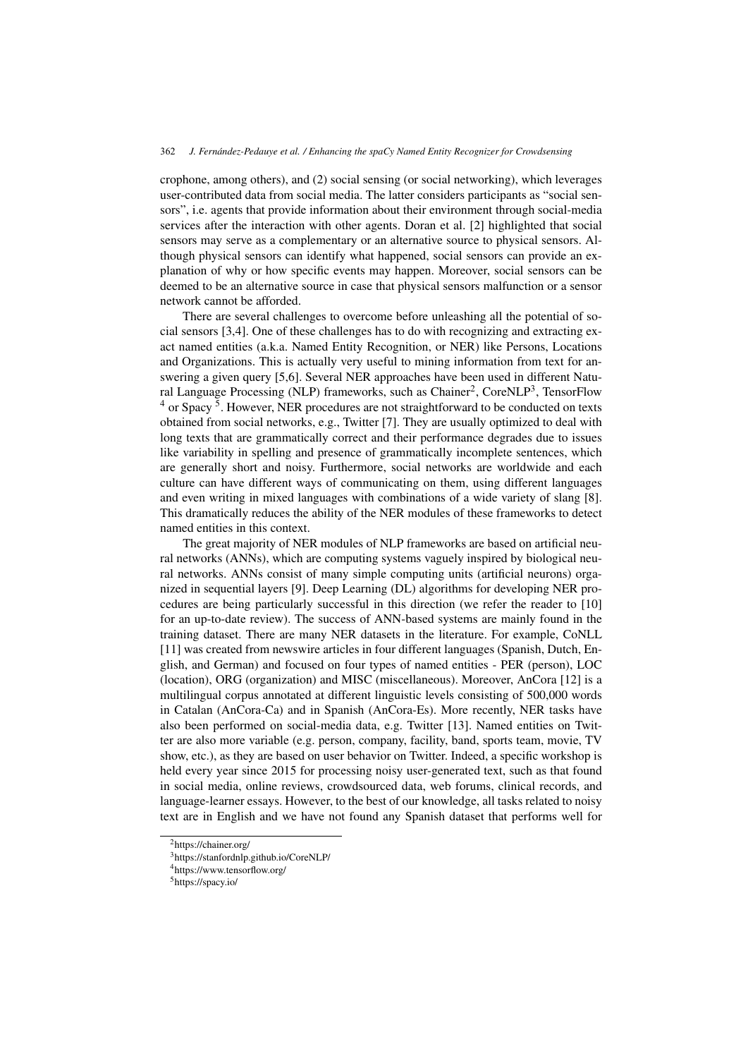crophone, among others), and (2) social sensing (or social networking), which leverages user-contributed data from social media. The latter considers participants as "social sensors", i.e. agents that provide information about their environment through social-media services after the interaction with other agents. Doran et al. [2] highlighted that social sensors may serve as a complementary or an alternative source to physical sensors. Although physical sensors can identify what happened, social sensors can provide an explanation of why or how specific events may happen. Moreover, social sensors can be deemed to be an alternative source in case that physical sensors malfunction or a sensor network cannot be afforded.

There are several challenges to overcome before unleashing all the potential of social sensors [3,4]. One of these challenges has to do with recognizing and extracting exact named entities (a.k.a. Named Entity Recognition, or NER) like Persons, Locations and Organizations. This is actually very useful to mining information from text for answering a given query [5,6]. Several NER approaches have been used in different Natural Language Processing (NLP) frameworks, such as Chainer[2], CoreNLP[3], TensorFlow [4] or Spacy [5]. However, NER procedures are not straightforward to be conducted on texts obtained from social networks, e.g., Twitter [7]. They are usually optimized to deal with long texts that are grammatically correct and their performance degrades due to issues like variability in spelling and presence of grammatically incomplete sentences, which are generally short and noisy. Furthermore, social networks are worldwide and each culture can have different ways of communicating on them, using different languages and even writing in mixed languages with combinations of a wide variety of slang [8]. This dramatically reduces the ability of the NER modules of these frameworks to detect named entities in this context.

The great majority of NER modules of NLP frameworks are based on artificial neural networks (ANNs), which are computing systems vaguely inspired by biological neural networks. ANNs consist of many simple computing units (artificial neurons) organized in sequential layers [9]. Deep Learning (DL) algorithms for developing NER procedures are being particularly successful in this direction (we refer the reader to [10] for an up-to-date review). The success of ANN-based systems are mainly found in the training dataset. There are many NER datasets in the literature. For example, CoNLL [11] was created from newswire articles in four different languages (Spanish, Dutch, English, and German) and focused on four types of named entities - PER (person), LOC (location), ORG (organization) and MISC (miscellaneous). Moreover, AnCora [12] is a multilingual corpus annotated at different linguistic levels consisting of 500,000 words in Catalan (AnCora-Ca) and in Spanish (AnCora-Es). More recently, NER tasks have also been performed on social-media data, e.g. Twitter [13]. Named entities on Twitter are also more variable (e.g. person, company, facility, band, sports team, movie, TV show, etc.), as they are based on user behavior on Twitter. Indeed, a specific workshop is held every year since 2015 for processing noisy user-generated text, such as that found in social media, online reviews, crowdsourced data, web forums, clinical records, and language-learner essays. However, to the best of our knowledge, all tasks related to noisy text are in English and we have not found any Spanish dataset that performs well for

---

[2] https://chainer.org/

[3] https://stanfordnlp.github.io/CoreNLP/

[4] https://www.tensorflow.org/

[5] https://spacy.io/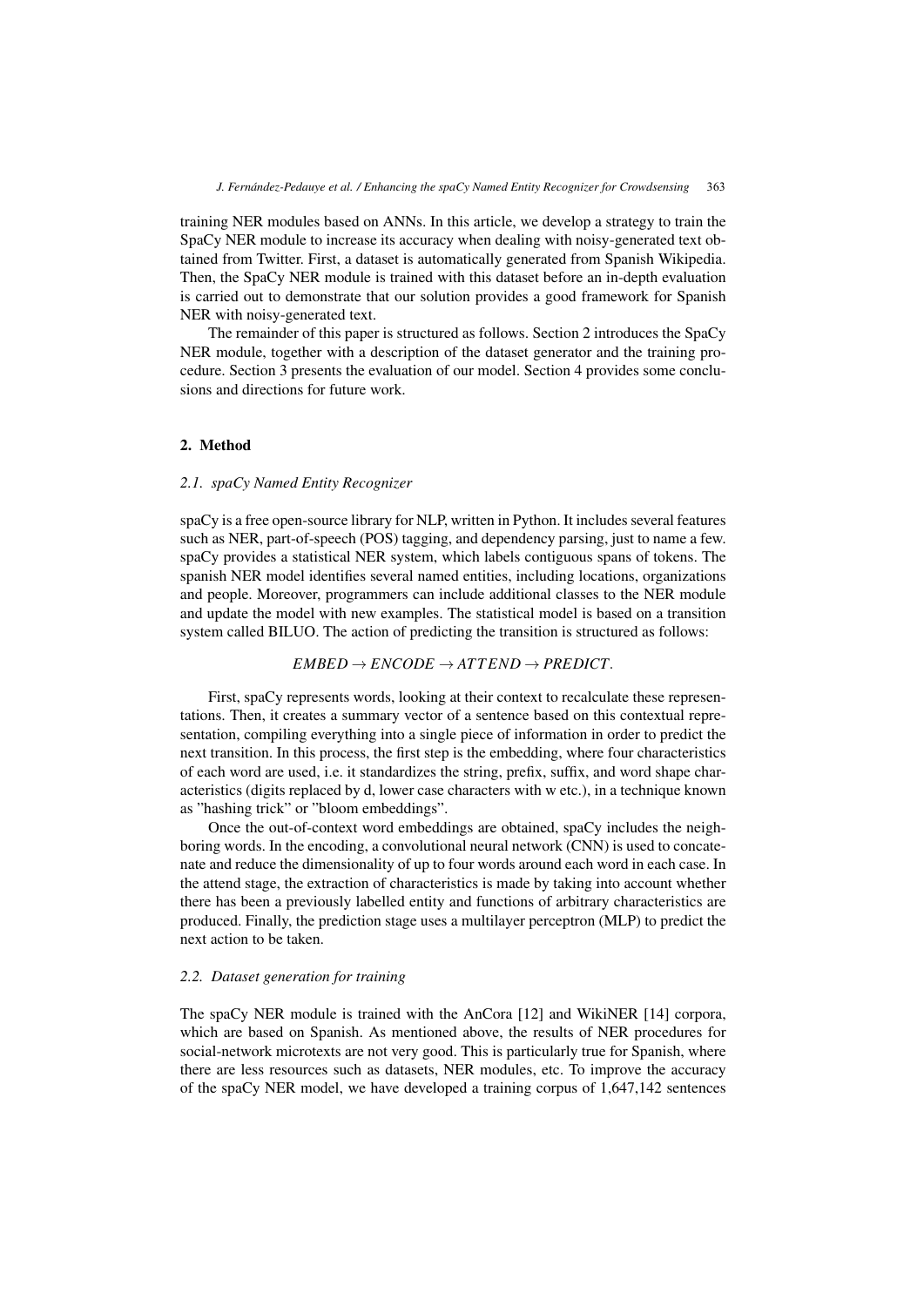training NER modules based on ANNs. In this article, we develop a strategy to train the SpaCy NER module to increase its accuracy when dealing with noisy-generated text obtained from Twitter. First, a dataset is automatically generated from Spanish Wikipedia. Then, the SpaCy NER module is trained with this dataset before an in-depth evaluation is carried out to demonstrate that our solution provides a good framework for Spanish NER with noisy-generated text.

The remainder of this paper is structured as follows. Section 2 introduces the SpaCy NER module, together with a description of the dataset generator and the training procedure. Section 3 presents the evaluation of our model. Section 4 provides some conclusions and directions for future work.

## 2. Method

### 2.1. spaCy Named Entity Recognizer

spaCy is a free open-source library for NLP, written in Python. It includes several features such as NER, part-of-speech (POS) tagging, and dependency parsing, just to name a few. spaCy provides a statistical NER system, which labels contiguous spans of tokens. The spanish NER model identifies several named entities, including locations, organizations and people. Moreover, programmers can include additional classes to the NER module and update the model with new examples. The statistical model is based on a transition system called BILUO. The action of predicting the transition is structured as follows:

$$EMBED \rightarrow ENCODE \rightarrow ATTEND \rightarrow PREDICT.$$

First, spaCy represents words, looking at their context to recalculate these representations. Then, it creates a summary vector of a sentence based on this contextual representation, compiling everything into a single piece of information in order to predict the next transition. In this process, the first step is the embedding, where four characteristics of each word are used, i.e. it standardizes the string, prefix, suffix, and word shape characteristics (digits replaced by d, lower case characters with w etc.), in a technique known as "hashing trick" or "bloom embeddings".

Once the out-of-context word embeddings are obtained, spaCy includes the neighboring words. In the encoding, a convolutional neural network (CNN) is used to concatenate and reduce the dimensionality of up to four words around each word in each case. In the attend stage, the extraction of characteristics is made by taking into account whether there has been a previously labelled entity and functions of arbitrary characteristics are produced. Finally, the prediction stage uses a multilayer perceptron (MLP) to predict the next action to be taken.

### 2.2. Dataset generation for training

The spaCy NER module is trained with the AnCora [12] and WikiNER [14] corpora, which are based on Spanish. As mentioned above, the results of NER procedures for social-network microtexts are not very good. This is particularly true for Spanish, where there are less resources such as datasets, NER modules, etc. To improve the accuracy of the spaCy NER model, we have developed a training corpus of 1,647,142 sentences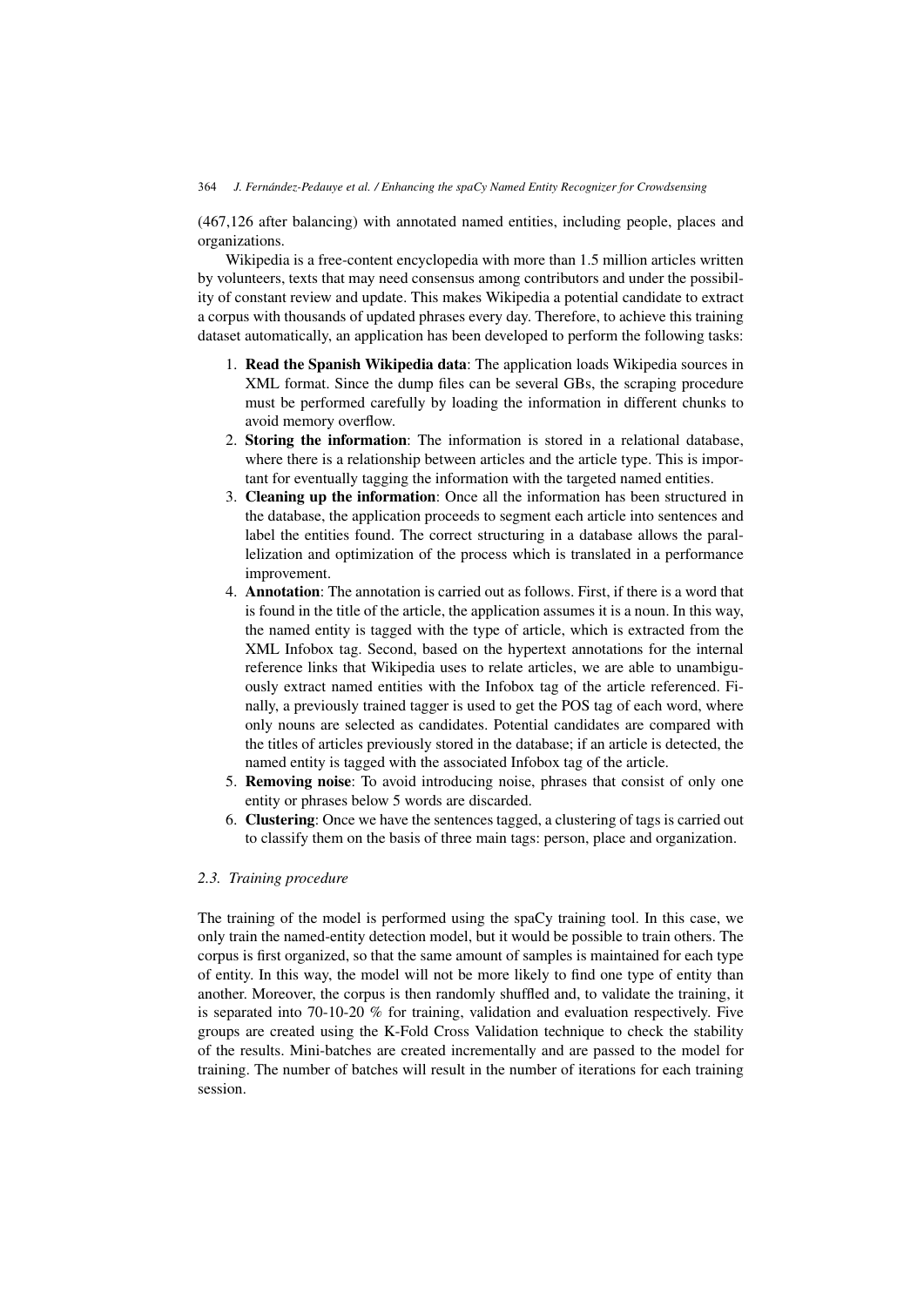(467,126 after balancing) with annotated named entities, including people, places and organizations.

Wikipedia is a free-content encyclopedia with more than 1.5 million articles written by volunteers, texts that may need consensus among contributors and under the possibility of constant review and update. This makes Wikipedia a potential candidate to extract a corpus with thousands of updated phrases every day. Therefore, to achieve this training dataset automatically, an application has been developed to perform the following tasks:

1. **Read the Spanish Wikipedia data**: The application loads Wikipedia sources in XML format. Since the dump files can be several GBs, the scraping procedure must be performed carefully by loading the information in different chunks to avoid memory overflow.
2. **Storing the information**: The information is stored in a relational database, where there is a relationship between articles and the article type. This is important for eventually tagging the information with the targeted named entities.
3. **Cleaning up the information**: Once all the information has been structured in the database, the application proceeds to segment each article into sentences and label the entities found. The correct structuring in a database allows the parallelization and optimization of the process which is translated in a performance improvement.
4. **Annotation**: The annotation is carried out as follows. First, if there is a word that is found in the title of the article, the application assumes it is a noun. In this way, the named entity is tagged with the type of article, which is extracted from the XML Infobox tag. Second, based on the hypertext annotations for the internal reference links that Wikipedia uses to relate articles, we are able to unambiguously extract named entities with the Infobox tag of the article referenced. Finally, a previously trained tagger is used to get the POS tag of each word, where only nouns are selected as candidates. Potential candidates are compared with the titles of articles previously stored in the database; if an article is detected, the named entity is tagged with the associated Infobox tag of the article.
5. **Removing noise**: To avoid introducing noise, phrases that consist of only one entity or phrases below 5 words are discarded.
6. **Clustering**: Once we have the sentences tagged, a clustering of tags is carried out to classify them on the basis of three main tags: person, place and organization.

### *2.3. Training procedure*

The training of the model is performed using the spaCy training tool. In this case, we only train the named-entity detection model, but it would be possible to train others. The corpus is first organized, so that the same amount of samples is maintained for each type of entity. In this way, the model will not be more likely to find one type of entity than another. Moreover, the corpus is then randomly shuffled and, to validate the training, it is separated into 70-10-20 % for training, validation and evaluation respectively. Five groups are created using the K-Fold Cross Validation technique to check the stability of the results. Mini-batches are created incrementally and are passed to the model for training. The number of batches will result in the number of iterations for each training session.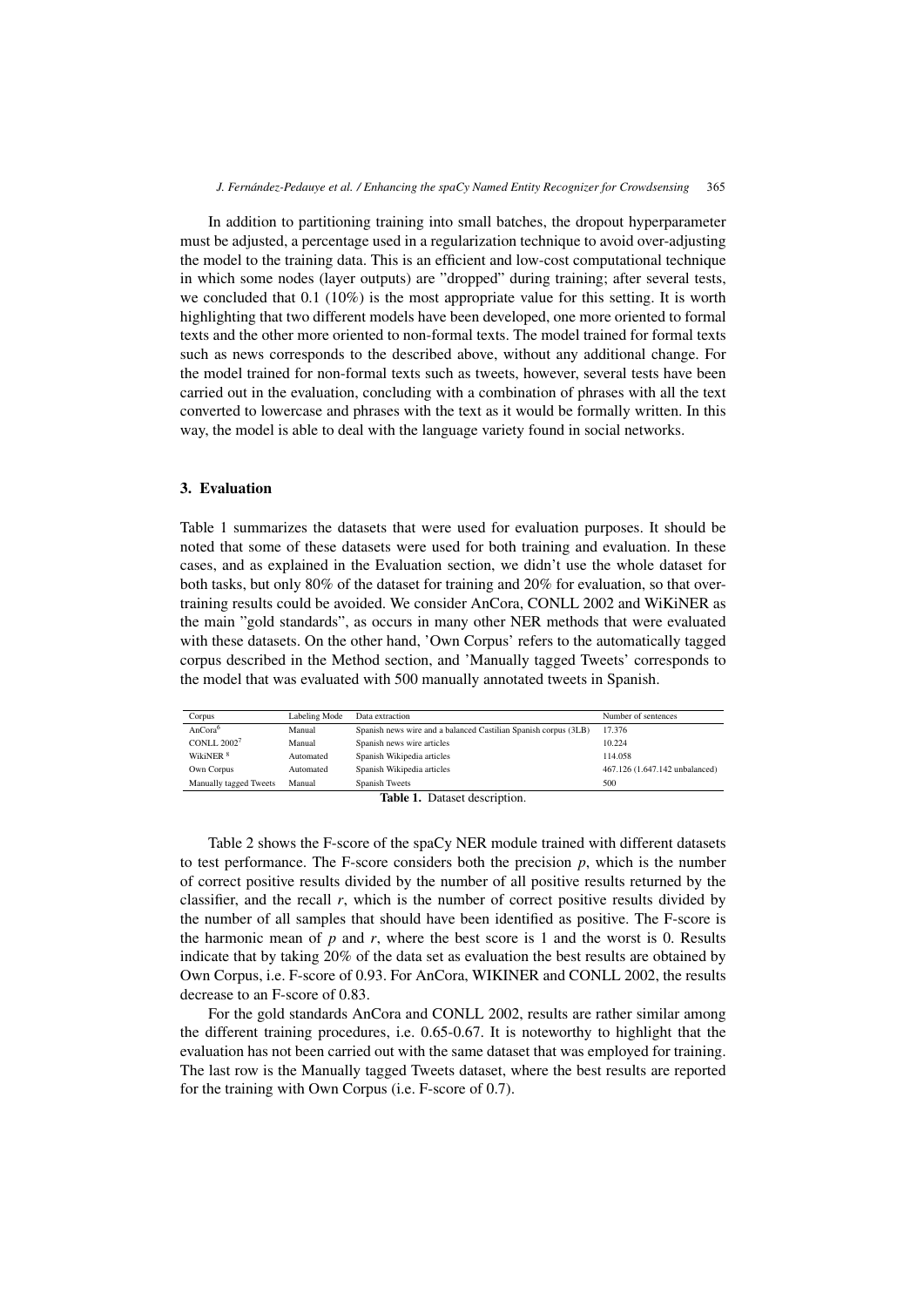In addition to partitioning training into small batches, the dropout hyperparameter must be adjusted, a percentage used in a regularization technique to avoid over-adjusting the model to the training data. This is an efficient and low-cost computational technique in which some nodes (layer outputs) are "dropped" during training; after several tests, we concluded that 0.1 (10%) is the most appropriate value for this setting. It is worth highlighting that two different models have been developed, one more oriented to formal texts and the other more oriented to non-formal texts. The model trained for formal texts such as news corresponds to the described above, without any additional change. For the model trained for non-formal texts such as tweets, however, several tests have been carried out in the evaluation, concluding with a combination of phrases with all the text converted to lowercase and phrases with the text as it would be formally written. In this way, the model is able to deal with the language variety found in social networks.

## 3. Evaluation

Table 1 summarizes the datasets that were used for evaluation purposes. It should be noted that some of these datasets were used for both training and evaluation. In these cases, and as explained in the Evaluation section, we didn't use the whole dataset for both tasks, but only 80% of the dataset for training and 20% for evaluation, so that over-training results could be avoided. We consider AnCora, CONLL 2002 and WiKiNER as the main "gold standards", as occurs in many other NER methods that were evaluated with these datasets. On the other hand, 'Own Corpus' refers to the automatically tagged corpus described in the Method section, and 'Manually tagged Tweets' corresponds to the model that was evaluated with 500 manually annotated tweets in Spanish.

| Corpus | Labeling Mode | Data extraction | Number of sentences |
|---|---|---|---|
| AnCora[6] | Manual | Spanish news wire and a balanced Castilian Spanish corpus (3LB) | 17.376 |
| CONLL 2002[7] | Manual | Spanish news wire articles | 10.224 |
| WikiNER [8] | Automated | Spanish Wikipedia articles | 114.058 |
| Own Corpus | Automated | Spanish Wikipedia articles | 467.126 (1.647.142 unbalanced) |
| Manually tagged Tweets | Manual | Spanish Tweets | 500 |

**Table 1.** Dataset description.

Table 2 shows the F-score of the spaCy NER module trained with different datasets to test performance. The F-score considers both the precision $p$, which is the number of correct positive results divided by the number of all positive results returned by the classifier, and the recall $r$, which is the number of correct positive results divided by the number of all samples that should have been identified as positive. The F-score is the harmonic mean of $p$ and $r$, where the best score is 1 and the worst is 0. Results indicate that by taking 20% of the data set as evaluation the best results are obtained by Own Corpus, i.e. F-score of 0.93. For AnCora, WIKINER and CONLL 2002, the results decrease to an F-score of 0.83.

For the gold standards AnCora and CONLL 2002, results are rather similar among the different training procedures, i.e. 0.65-0.67. It is noteworthy to highlight that the evaluation has not been carried out with the same dataset that was employed for training. The last row is the Manually tagged Tweets dataset, where the best results are reported for the training with Own Corpus (i.e. F-score of 0.7).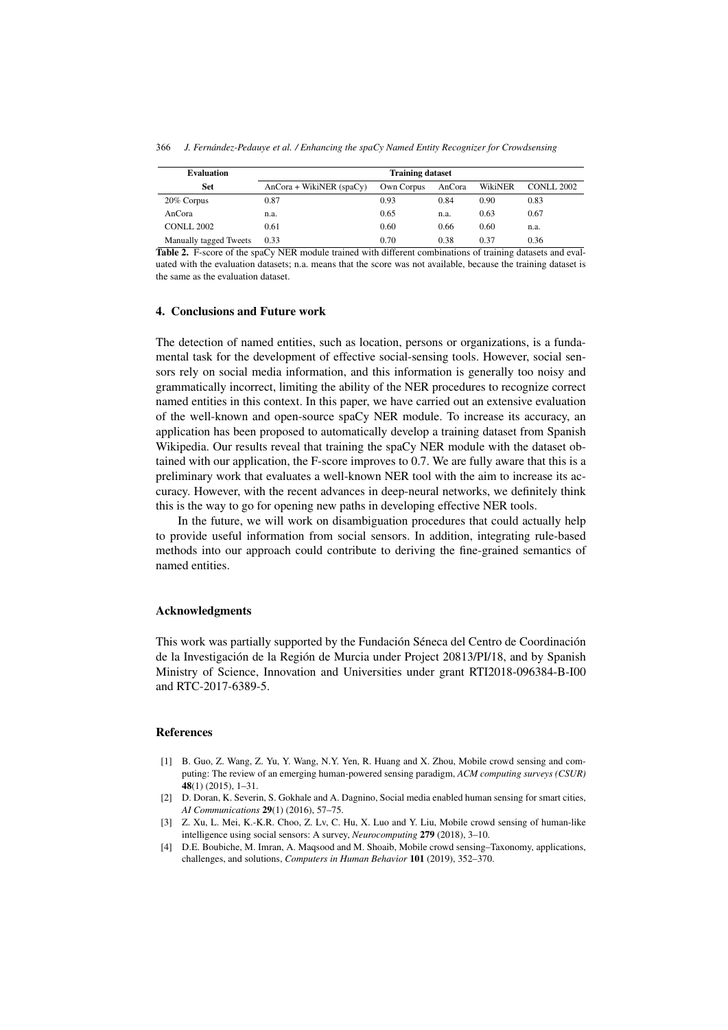| Evaluation | Training dataset | | | | |
|---|---|---|---|---|---|
| Set | AnCora + WikiNER (spaCy) | Own Corpus | AnCora | WikiNER | CONLL 2002 |
| 20% Corpus | 0.87 | 0.93 | 0.84 | 0.90 | 0.83 |
| AnCora | n.a. | 0.65 | n.a. | 0.63 | 0.67 |
| CONLL 2002 | 0.61 | 0.60 | 0.66 | 0.60 | n.a. |
| Manually tagged Tweets | 0.33 | 0.70 | 0.38 | 0.37 | 0.36 |

**Table 2.** F-score of the spaCy NER module trained with different combinations of training datasets and evaluated with the evaluation datasets; n.a. means that the score was not available, because the training dataset is the same as the evaluation dataset.

## 4. Conclusions and Future work

The detection of named entities, such as location, persons or organizations, is a fundamental task for the development of effective social-sensing tools. However, social sensors rely on social media information, and this information is generally too noisy and grammatically incorrect, limiting the ability of the NER procedures to recognize correct named entities in this context. In this paper, we have carried out an extensive evaluation of the well-known and open-source spaCy NER module. To increase its accuracy, an application has been proposed to automatically develop a training dataset from Spanish Wikipedia. Our results reveal that training the spaCy NER module with the dataset obtained with our application, the F-score improves to 0.7. We are fully aware that this is a preliminary work that evaluates a well-known NER tool with the aim to increase its accuracy. However, with the recent advances in deep-neural networks, we definitely think this is the way to go for opening new paths in developing effective NER tools.

In the future, we will work on disambiguation procedures that could actually help to provide useful information from social sensors. In addition, integrating rule-based methods into our approach could contribute to deriving the fine-grained semantics of named entities.

### Acknowledgments

This work was partially supported by the Fundación Séneca del Centro de Coordinación de la Investigación de la Región de Murcia under Project 20813/PI/18, and by Spanish Ministry of Science, Innovation and Universities under grant RTI2018-096384-B-I00 and RTC-2017-6389-5.

### References

[1] B. Guo, Z. Wang, Z. Yu, Y. Wang, N.Y. Yen, R. Huang and X. Zhou, Mobile crowd sensing and computing: The review of an emerging human-powered sensing paradigm, *ACM computing surveys (CSUR)* **48**(1) (2015), 1–31.

[2] D. Doran, K. Severin, S. Gokhale and A. Dagnino, Social media enabled human sensing for smart cities, *AI Communications* **29**(1) (2016), 57–75.

[3] Z. Xu, L. Mei, K.-K.R. Choo, Z. Lv, C. Hu, X. Luo and Y. Liu, Mobile crowd sensing of human-like intelligence using social sensors: A survey, *Neurocomputing* **279** (2018), 3–10.

[4] D.E. Boubiche, M. Imran, A. Maqsood and M. Shoaib, Mobile crowd sensing–Taxonomy, applications, challenges, and solutions, *Computers in Human Behavior* **101** (2019), 352–370.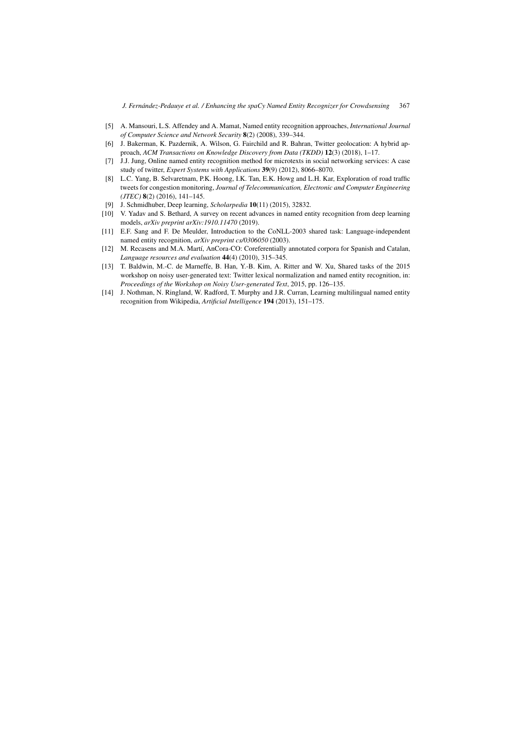[5] A. Mansouri, L.S. Affendey and A. Mamat, Named entity recognition approaches, *International Journal of Computer Science and Network Security* **8**(2) (2008), 339–344.

[6] J. Bakerman, K. Pazdernik, A. Wilson, G. Fairchild and R. Bahran, Twitter geolocation: A hybrid approach, *ACM Transactions on Knowledge Discovery from Data (TKDD)* **12**(3) (2018), 1–17.

[7] J.J. Jung, Online named entity recognition method for microtexts in social networking services: A case study of twitter, *Expert Systems with Applications* **39**(9) (2012), 8066–8070.

[8] L.C. Yang, B. Selvaretnam, P.K. Hoong, I.K. Tan, E.K. Howg and L.H. Kar, Exploration of road traffic tweets for congestion monitoring, *Journal of Telecommunication, Electronic and Computer Engineering (JTEC)* **8**(2) (2016), 141–145.

[9] J. Schmidhuber, Deep learning, *Scholarpedia* **10**(11) (2015), 32832.

[10] V. Yadav and S. Bethard, A survey on recent advances in named entity recognition from deep learning models, *arXiv preprint arXiv:1910.11470* (2019).

[11] E.F. Sang and F. De Meulder, Introduction to the CoNLL-2003 shared task: Language-independent named entity recognition, *arXiv preprint cs/0306050* (2003).

[12] M. Recasens and M.A. Martí, AnCora-CO: Coreferentially annotated corpora for Spanish and Catalan, *Language resources and evaluation* **44**(4) (2010), 315–345.

[13] T. Baldwin, M.-C. de Marneffe, B. Han, Y.-B. Kim, A. Ritter and W. Xu, Shared tasks of the 2015 workshop on noisy user-generated text: Twitter lexical normalization and named entity recognition, in: *Proceedings of the Workshop on Noisy User-generated Text*, 2015, pp. 126–135.

[14] J. Nothman, N. Ringland, W. Radford, T. Murphy and J.R. Curran, Learning multilingual named entity recognition from Wikipedia, *Artificial Intelligence* **194** (2013), 151–175.